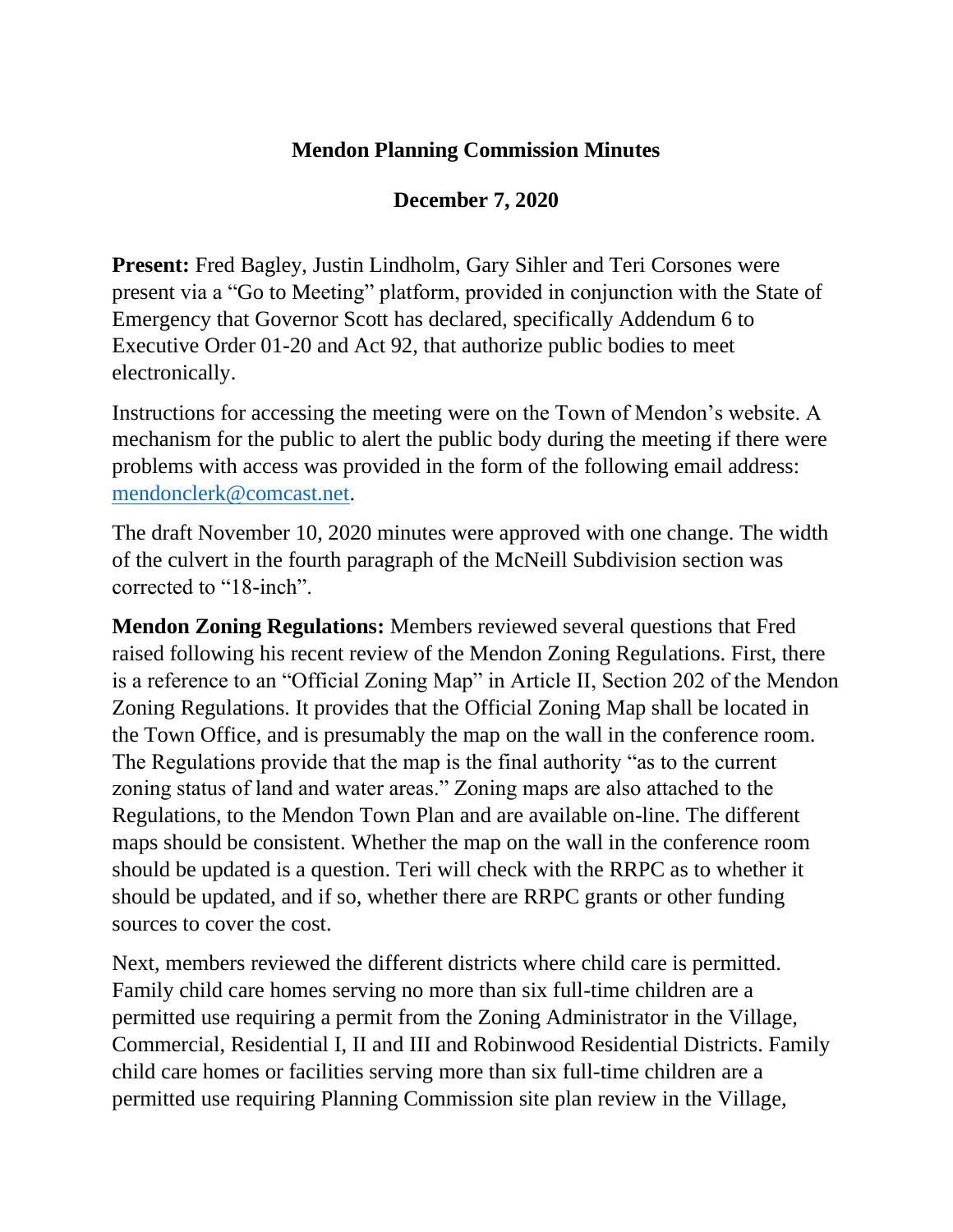# Mendon Planning Commission Minutes

## December 7, 2020

**Present:** Fred Bagley, Justin Lindholm, Gary Sihler and Teri Corsones were present via a "Go to Meeting" platform, provided in conjunction with the State of Emergency that Governor Scott has declared, specifically Addendum 6 to Executive Order 01-20 and Act 92, that authorize public bodies to meet electronically.

Instructions for accessing the meeting were on the Town of Mendon's website. A mechanism for the public to alert the public body during the meeting if there were problems with access was provided in the form of the following email address: mendonclerk@comcast.net.

The draft November 10, 2020 minutes were approved with one change. The width of the culvert in the fourth paragraph of the McNeill Subdivision section was corrected to "18-inch".

**Mendon Zoning Regulations:** Members reviewed several questions that Fred raised following his recent review of the Mendon Zoning Regulations. First, there is a reference to an "Official Zoning Map" in Article II, Section 202 of the Mendon Zoning Regulations. It provides that the Official Zoning Map shall be located in the Town Office, and is presumably the map on the wall in the conference room. The Regulations provide that the map is the final authority "as to the current zoning status of land and water areas." Zoning maps are also attached to the Regulations, to the Mendon Town Plan and are available on-line. The different maps should be consistent. Whether the map on the wall in the conference room should be updated is a question. Teri will check with the RRPC as to whether it should be updated, and if so, whether there are RRPC grants or other funding sources to cover the cost.

Next, members reviewed the different districts where child care is permitted. Family child care homes serving no more than six full-time children are a permitted use requiring a permit from the Zoning Administrator in the Village, Commercial, Residential I, II and III and Robinwood Residential Districts. Family child care homes or facilities serving more than six full-time children are a permitted use requiring Planning Commission site plan review in the Village,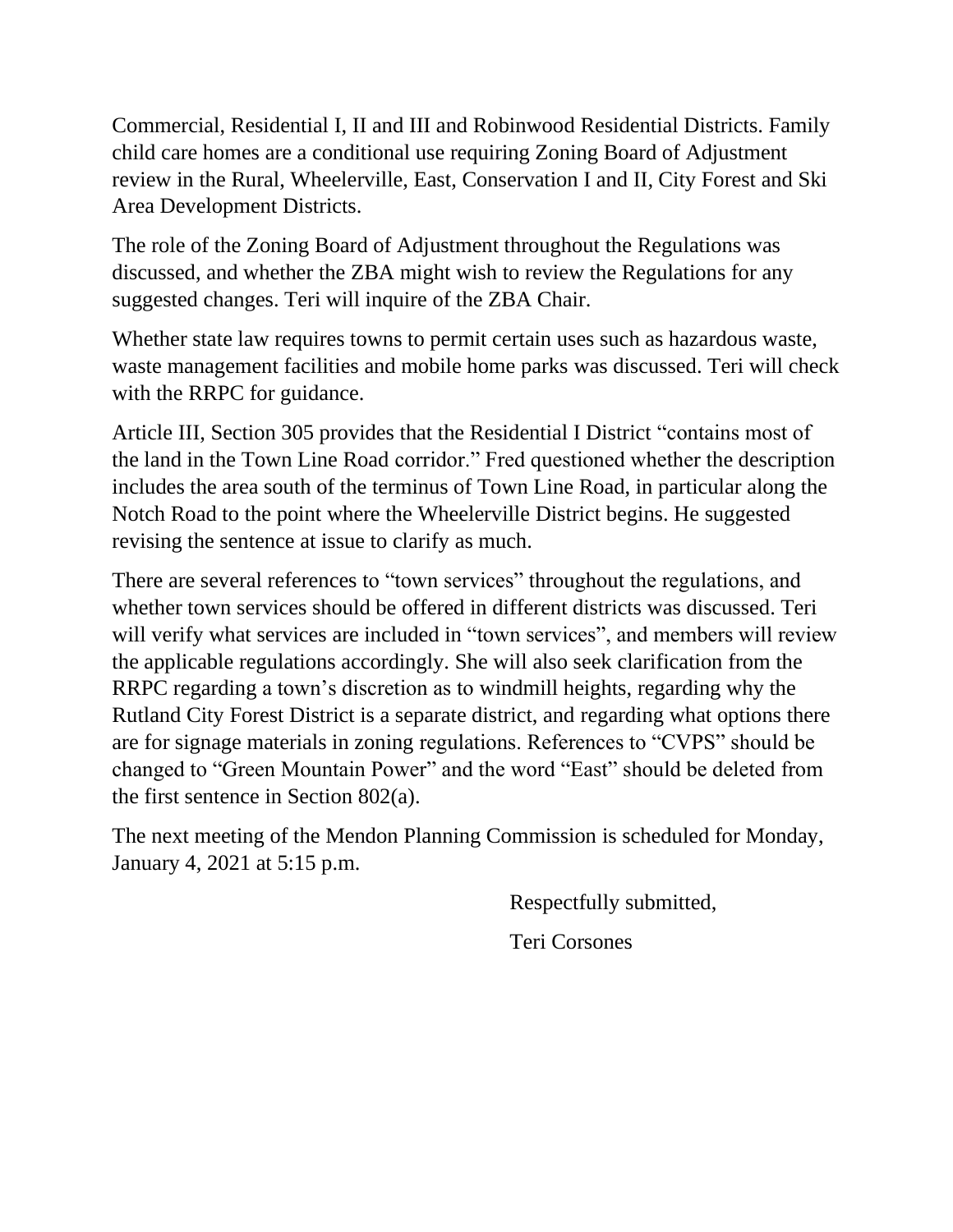Commercial, Residential I, II and III and Robinwood Residential Districts. Family child care homes are a conditional use requiring Zoning Board of Adjustment review in the Rural, Wheelerville, East, Conservation I and II, City Forest and Ski Area Development Districts.

The role of the Zoning Board of Adjustment throughout the Regulations was discussed, and whether the ZBA might wish to review the Regulations for any suggested changes. Teri will inquire of the ZBA Chair.

Whether state law requires towns to permit certain uses such as hazardous waste, waste management facilities and mobile home parks was discussed. Teri will check with the RRPC for guidance.

Article III, Section 305 provides that the Residential I District "contains most of the land in the Town Line Road corridor." Fred questioned whether the description includes the area south of the terminus of Town Line Road, in particular along the Notch Road to the point where the Wheelerville District begins. He suggested revising the sentence at issue to clarify as much.

There are several references to "town services" throughout the regulations, and whether town services should be offered in different districts was discussed. Teri will verify what services are included in "town services", and members will review the applicable regulations accordingly. She will also seek clarification from the RRPC regarding a town's discretion as to windmill heights, regarding why the Rutland City Forest District is a separate district, and regarding what options there are for signage materials in zoning regulations. References to "CVPS" should be changed to "Green Mountain Power" and the word "East" should be deleted from the first sentence in Section 802(a).

The next meeting of the Mendon Planning Commission is scheduled for Monday, January 4, 2021 at 5:15 p.m.

Respectfully submitted,

Teri Corsones